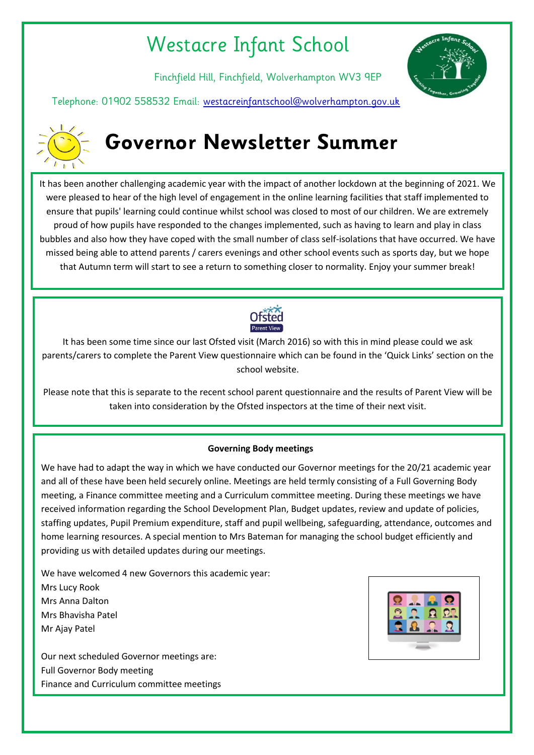# Westacre Infant School

Finchfield Hill, Finchfield, Wolverhampton WV3 9EP

Telephone: 01902 558532 Email: westacreinfantschool@wolverhampton.gov.uk

## Governor Newsletter Summer

It has been another challenging academic year with the impact of another lockdown at the beginning of 2021. We were pleased to hear of the high level of engagement in the online learning facilities that staff implemented to ensure that pupils' learning could continue whilst school was closed to most of our children. We are extremely proud of how pupils have responded to the changes implemented, such as having to learn and play in class bubbles and also how they have coped with the small number of class self-isolations that have occurred. We have missed being able to attend parents / carers evenings and other school events such as sports day, but we hope that Autumn term will start to see a return to something closer to normality. Enjoy your summer break!

It has been some time since our last Ofsted visit (March 2016) so with this in mind please could we ask parents/carers to complete the Parent View questionnaire which can be found in the 'Quick Links' section on the school website.

Please note that this is separate to the recent school parent questionnaire and the results of Parent View will be taken into consideration by the Ofsted inspectors at the time of their next visit.

**Governing Body meetings**

We have had to adapt the way in which we have conducted our Governor meetings for the 20/21 academic year and all of these have been held securely online. Meetings are held termly consisting of a Full Governing Body meeting, a Finance committee meeting and a Curriculum committee meeting. During these meetings we have received information regarding the School Development Plan, Budget updates, review and update of policies, staffing updates, Pupil Premium expenditure, staff and pupil wellbeing, safeguarding, attendance, outcomes and home learning resources. A special mention to Mrs Bateman for managing the school budget efficiently and providing us with detailed updates during our meetings.

We have welcomed 4 new Governors this academic year:
Mrs Lucy Rook
Mrs Anna Dalton
Mrs Bhavisha Patel
Mr Ajay Patel

Our next scheduled Governor meetings are:
Full Governor Body meeting
Finance and Curriculum committee meetings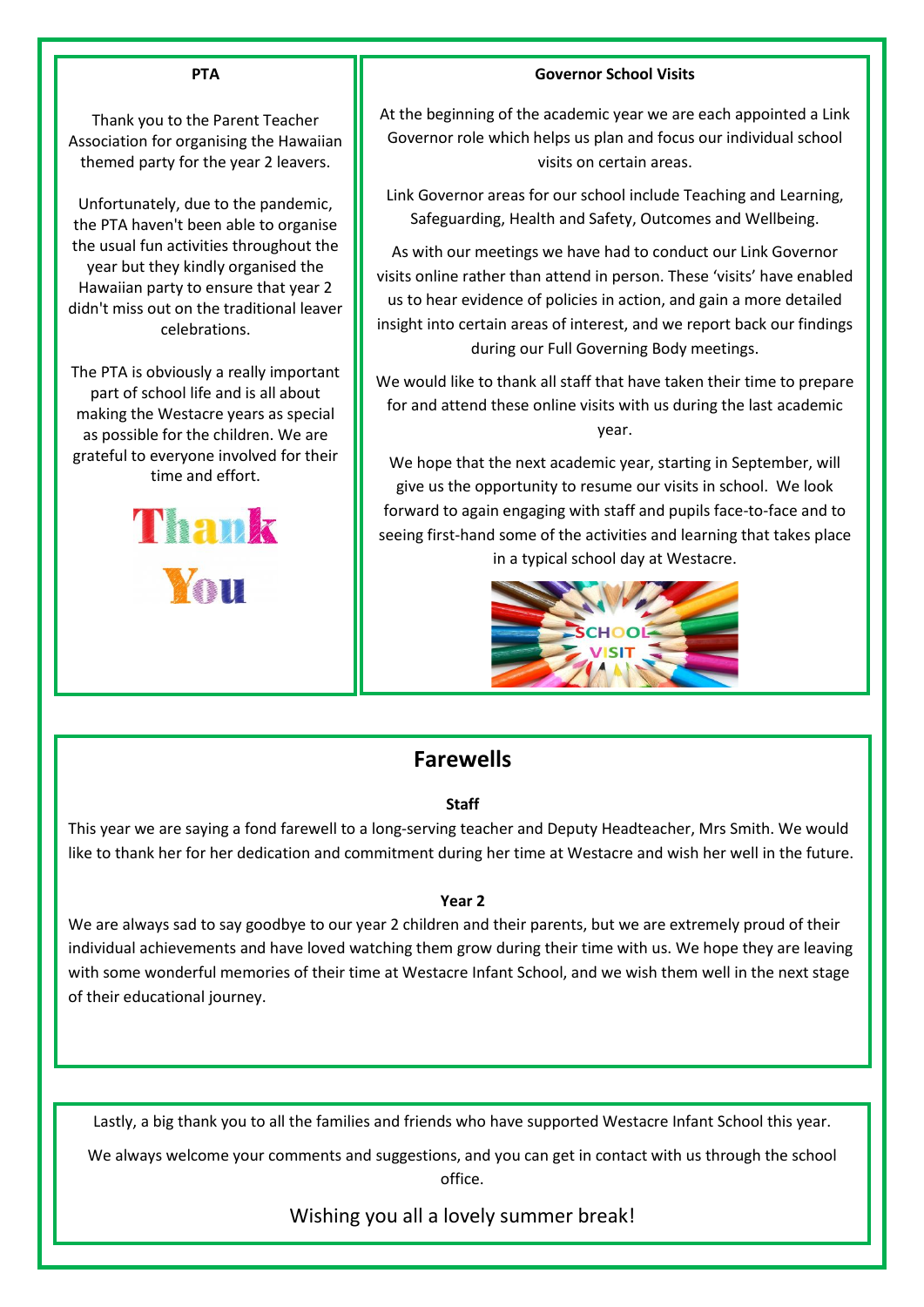## PTA

Thank you to the Parent Teacher Association for organising the Hawaiian themed party for the year 2 leavers.

Unfortunately, due to the pandemic, the PTA haven't been able to organise the usual fun activities throughout the year but they kindly organised the Hawaiian party to ensure that year 2 didn't miss out on the traditional leaver celebrations.

The PTA is obviously a really important part of school life and is all about making the Westacre years as special as possible for the children. We are grateful to everyone involved for their time and effort.

## Governor School Visits

At the beginning of the academic year we are each appointed a Link Governor role which helps us plan and focus our individual school visits on certain areas.

Link Governor areas for our school include Teaching and Learning, Safeguarding, Health and Safety, Outcomes and Wellbeing.

As with our meetings we have had to conduct our Link Governor visits online rather than attend in person. These 'visits' have enabled us to hear evidence of policies in action, and gain a more detailed insight into certain areas of interest, and we report back our findings during our Full Governing Body meetings.

We would like to thank all staff that have taken their time to prepare for and attend these online visits with us during the last academic year.

We hope that the next academic year, starting in September, will give us the opportunity to resume our visits in school. We look forward to again engaging with staff and pupils face-to-face and to seeing first-hand some of the activities and learning that takes place in a typical school day at Westacre.

## Farewells

### Staff

This year we are saying a fond farewell to a long-serving teacher and Deputy Headteacher, Mrs Smith. We would like to thank her for her dedication and commitment during her time at Westacre and wish her well in the future.

### Year 2

We are always sad to say goodbye to our year 2 children and their parents, but we are extremely proud of their individual achievements and have loved watching them grow during their time with us. We hope they are leaving with some wonderful memories of their time at Westacre Infant School, and we wish them well in the next stage of their educational journey.

Lastly, a big thank you to all the families and friends who have supported Westacre Infant School this year.

We always welcome your comments and suggestions, and you can get in contact with us through the school office.

Wishing you all a lovely summer break!